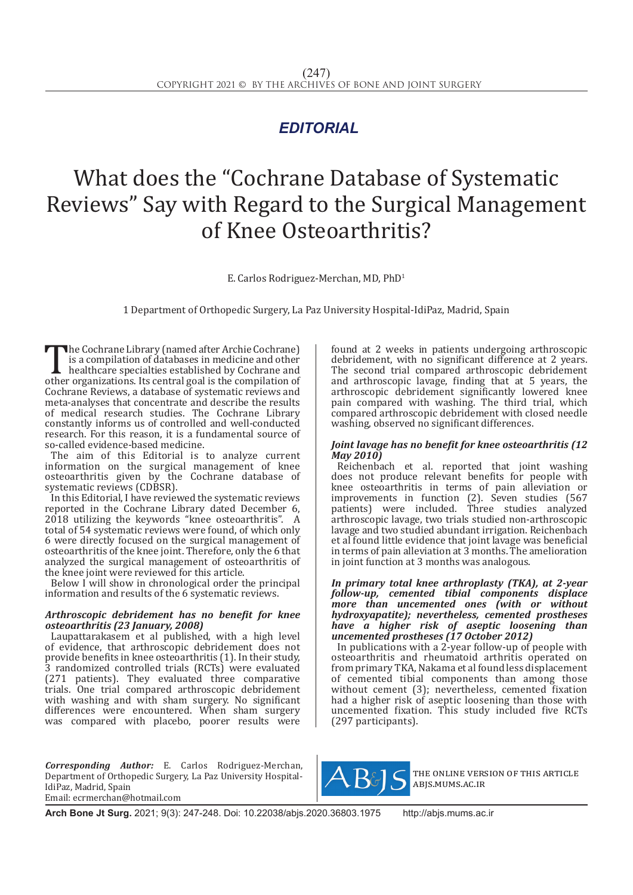*EDITORIAL*

# What does the "Cochrane Database of Systematic Reviews" Say with Regard to the Surgical Management of Knee Osteoarthritis?

E. Carlos Rodriguez-Merchan, MD, PhD[1]

1 Department of Orthopedic Surgery, La Paz University Hospital-IdiPaz, Madrid, Spain

The Cochrane Library (named after Archie Cochrane) is a compilation of databases in medicine and other healthcare specialties established by Cochrane and other organizations. Its central goal is the compilation of Cochrane Reviews, a database of systematic reviews and meta-analyses that concentrate and describe the results of medical research studies. The Cochrane Library constantly informs us of controlled and well-conducted research. For this reason, it is a fundamental source of so-called evidence-based medicine.

The aim of this Editorial is to analyze current information on the surgical management of knee osteoarthritis given by the Cochrane database of systematic reviews (CDBSR).

In this Editorial, I have reviewed the systematic reviews reported in the Cochrane Library dated December 6, 2018 utilizing the keywords "knee osteoarthritis". A total of 54 systematic reviews were found, of which only 6 were directly focused on the surgical management of osteoarthritis of the knee joint. Therefore, only the 6 that analyzed the surgical management of osteoarthritis of the knee joint were reviewed for this article.

Below I will show in chronological order the principal information and results of the 6 systematic reviews.

### *Arthroscopic debridement has no benefit for knee osteoarthritis (23 January, 2008)*

Laupattarakasem et al published, with a high level of evidence, that arthroscopic debridement does not provide benefits in knee osteoarthritis (1). In their study, 3 randomized controlled trials (RCTs) were evaluated (271 patients). They evaluated three comparative trials. One trial compared arthroscopic debridement with washing and with sham surgery. No significant differences were encountered. When sham surgery was compared with placebo, poorer results were found at 2 weeks in patients undergoing arthroscopic debridement, with no significant difference at 2 years. The second trial compared arthroscopic debridement and arthroscopic lavage, finding that at 5 years, the arthroscopic debridement significantly lowered knee pain compared with washing. The third trial, which compared arthroscopic debridement with closed needle washing, observed no significant differences.

### *Joint lavage has no benefit for knee osteoarthritis (12 May 2010)*

Reichenbach et al. reported that joint washing does not produce relevant benefits for people with knee osteoarthritis in terms of pain alleviation or improvements in function (2). Seven studies (567 patients) were included. Three studies analyzed arthroscopic lavage, two trials studied non-arthroscopic lavage and two studied abundant irrigation. Reichenbach et al found little evidence that joint lavage was beneficial in terms of pain alleviation at 3 months. The amelioration in joint function at 3 months was analogous.

### *In primary total knee arthroplasty (TKA), at 2-year follow-up, cemented tibial components displace more than uncemented ones (with or without hydroxyapatite); nevertheless, cemented prostheses have a higher risk of aseptic loosening than uncemented prostheses (17 October 2012)*

In publications with a 2-year follow-up of people with osteoarthritis and rheumatoid arthritis operated on from primary TKA, Nakama et al found less displacement of cemented tibial components than among those without cement (3); nevertheless, cemented fixation had a higher risk of aseptic loosening than those with uncemented fixation. This study included five RCTs (297 participants).

***Corresponding Author:*** E. Carlos Rodriguez-Merchan, Department of Orthopedic Surgery, La Paz University Hospital-IdiPaz, Madrid, Spain
Email: ecrmerchan@hotmail.com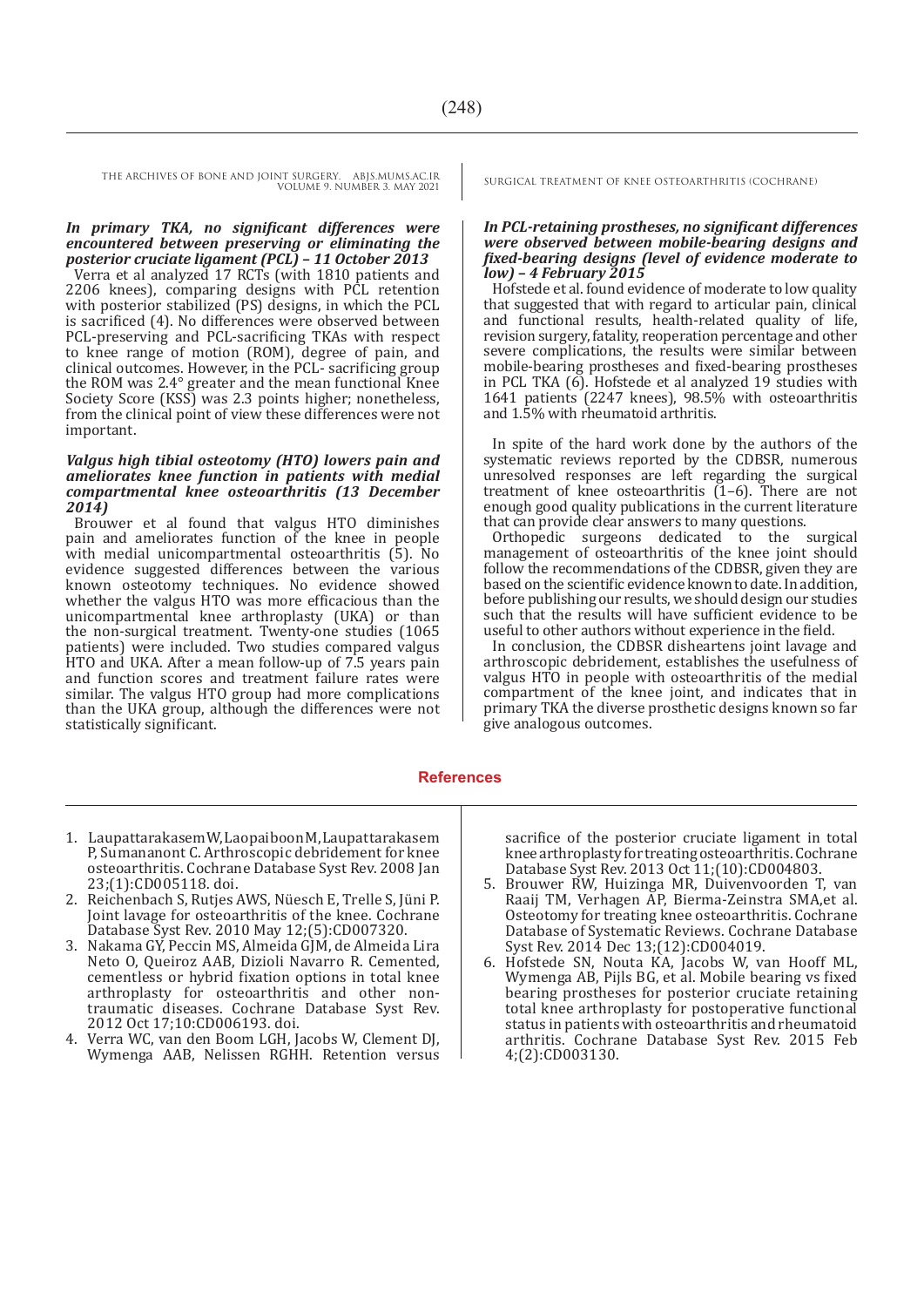***In primary TKA, no significant differences were encountered between preserving or eliminating the posterior cruciate ligament (PCL) – 11 October 2013***

Verra et al analyzed 17 RCTs (with 1810 patients and 2206 knees), comparing designs with PCL retention with posterior stabilized (PS) designs, in which the PCL is sacrificed (4). No differences were observed between PCL-preserving and PCL-sacrificing TKAs with respect to knee range of motion (ROM), degree of pain, and clinical outcomes. However, in the PCL- sacrificing group the ROM was 2.4° greater and the mean functional Knee Society Score (KSS) was 2.3 points higher; nonetheless, from the clinical point of view these differences were not important.

***Valgus high tibial osteotomy (HTO) lowers pain and ameliorates knee function in patients with medial compartmental knee osteoarthritis (13 December 2014)***

Brouwer et al found that valgus HTO diminishes pain and ameliorates function of the knee in people with medial unicompartmental osteoarthritis (5). No evidence suggested differences between the various known osteotomy techniques. No evidence showed whether the valgus HTO was more efficacious than the unicompartmental knee arthroplasty (UKA) or than the non-surgical treatment. Twenty-one studies (1065 patients) were included. Two studies compared valgus HTO and UKA. After a mean follow-up of 7.5 years pain and function scores and treatment failure rates were similar. The valgus HTO group had more complications than the UKA group, although the differences were not statistically significant.

***In PCL-retaining prostheses, no significant differences were observed between mobile-bearing designs and fixed-bearing designs (level of evidence moderate to low) – 4 February 2015***

Hofstede et al. found evidence of moderate to low quality that suggested that with regard to articular pain, clinical and functional results, health-related quality of life, revision surgery, fatality, reoperation percentage and other severe complications, the results were similar between mobile-bearing prostheses and fixed-bearing prostheses in PCL TKA (6). Hofstede et al analyzed 19 studies with 1641 patients (2247 knees), 98.5% with osteoarthritis and 1.5% with rheumatoid arthritis.

In spite of the hard work done by the authors of the systematic reviews reported by the CDBSR, numerous unresolved responses are left regarding the surgical treatment of knee osteoarthritis (1–6). There are not enough good quality publications in the current literature that can provide clear answers to many questions.

Orthopedic surgeons dedicated to the surgical management of osteoarthritis of the knee joint should follow the recommendations of the CDBSR, given they are based on the scientific evidence known to date. In addition, before publishing our results, we should design our studies such that the results will have sufficient evidence to be useful to other authors without experience in the field.

In conclusion, the CDBSR disheartens joint lavage and arthroscopic debridement, establishes the usefulness of valgus HTO in people with osteoarthritis of the medial compartment of the knee joint, and indicates that in primary TKA the diverse prosthetic designs known so far give analogous outcomes.

## References

1. Laupattarakasem W, Laopaiboon M, Laupattarakasem P, Sumananont C. Arthroscopic debridement for knee osteoarthritis. Cochrane Database Syst Rev. 2008 Jan 23;(1):CD005118. doi.
2. Reichenbach S, Rutjes AWS, Nüesch E, Trelle S, Jüni P. Joint lavage for osteoarthritis of the knee. Cochrane Database Syst Rev. 2010 May 12;(5):CD007320.
3. Nakama GY, Peccin MS, Almeida GJM, de Almeida Lira Neto O, Queiroz AAB, Dizioli Navarro R. Cemented, cementless or hybrid fixation options in total knee arthroplasty for osteoarthritis and other non-traumatic diseases. Cochrane Database Syst Rev. 2012 Oct 17;10:CD006193. doi.
4. Verra WC, van den Boom LGH, Jacobs W, Clement DJ, Wymenga AAB, Nelissen RGHH. Retention versus sacrifice of the posterior cruciate ligament in total knee arthroplasty for treating osteoarthritis. Cochrane Database Syst Rev. 2013 Oct 11;(10):CD004803.
5. Brouwer RW, Huizinga MR, Duivenvoorden T, van Raaij TM, Verhagen AP, Bierma-Zeinstra SMA,et al. Osteotomy for treating knee osteoarthritis. Cochrane Database of Systematic Reviews. Cochrane Database Syst Rev. 2014 Dec 13;(12):CD004019.
6. Hofstede SN, Nouta KA, Jacobs W, van Hooff ML, Wymenga AB, Pijls BG, et al. Mobile bearing vs fixed bearing prostheses for posterior cruciate retaining total knee arthroplasty for postoperative functional status in patients with osteoarthritis and rheumatoid arthritis. Cochrane Database Syst Rev. 2015 Feb 4;(2):CD003130.